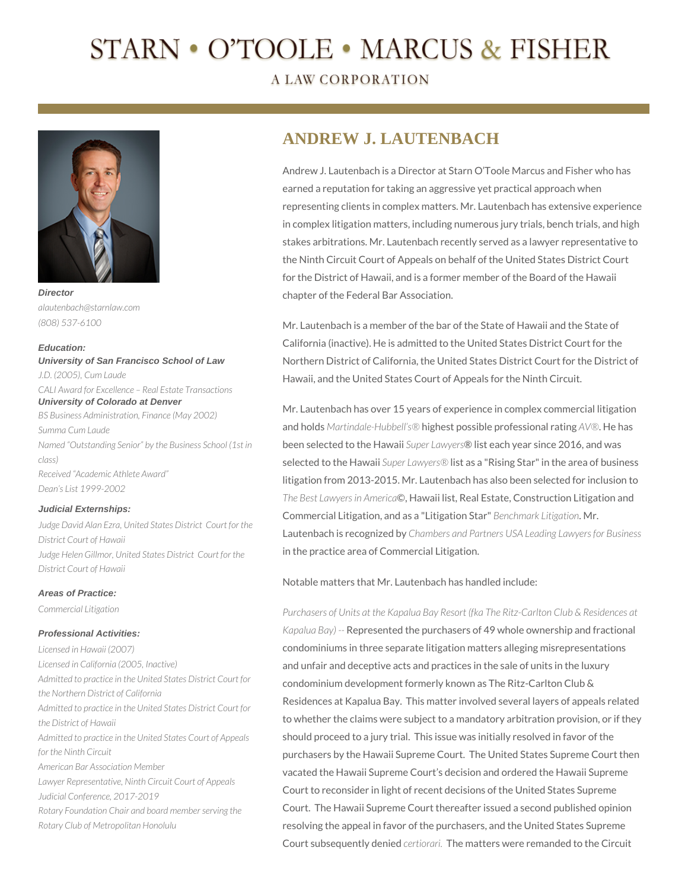# STARN • O'TOOLE • MARCUS & FISHER

A LAW CORPORATION

***Director***
*alautenbach@starnlaw.com*
*(808) 537-6100*

***Education:***
***University of San Francisco School of Law***
*J.D. (2005), Cum Laude*
*CALI Award for Excellence – Real Estate Transactions*
***University of Colorado at Denver***
*BS Business Administration, Finance (May 2002)*
*Summa Cum Laude*
*Named "Outstanding Senior" by the Business School (1st in class)*
*Received "Academic Athlete Award"*
*Dean's List 1999-2002*

***Judicial Externships:***
*Judge David Alan Ezra, United States District Court for the District Court of Hawaii*
*Judge Helen Gillmor, United States District Court for the District Court of Hawaii*

***Areas of Practice:***
*Commercial Litigation*

***Professional Activities:***
*Licensed in Hawaii (2007)*
*Licensed in California (2005, Inactive)*
*Admitted to practice in the United States District Court for the Northern District of California*
*Admitted to practice in the United States District Court for the District of Hawaii*
*Admitted to practice in the United States Court of Appeals for the Ninth Circuit*
*American Bar Association Member*
*Lawyer Representative, Ninth Circuit Court of Appeals Judicial Conference, 2017-2019*
*Rotary Foundation Chair and board member serving the Rotary Club of Metropolitan Honolulu*

## ANDREW J. LAUTENBACH

Andrew J. Lautenbach is a Director at Starn O'Toole Marcus and Fisher who has earned a reputation for taking an aggressive yet practical approach when representing clients in complex matters. Mr. Lautenbach has extensive experience in complex litigation matters, including numerous jury trials, bench trials, and high stakes arbitrations. Mr. Lautenbach recently served as a lawyer representative to the Ninth Circuit Court of Appeals on behalf of the United States District Court for the District of Hawaii, and is a former member of the Board of the Hawaii chapter of the Federal Bar Association.

Mr. Lautenbach is a member of the bar of the State of Hawaii and the State of California (inactive). He is admitted to the United States District Court for the Northern District of California, the United States District Court for the District of Hawaii, and the United States Court of Appeals for the Ninth Circuit.

Mr. Lautenbach has over 15 years of experience in complex commercial litigation and holds *Martindale-Hubbell's®* highest possible professional rating *AV®*. He has been selected to the Hawaii *Super Lawyers*® list each year since 2016, and was selected to the Hawaii *Super Lawyers®* list as a "Rising Star" in the area of business litigation from 2013-2015. Mr. Lautenbach has also been selected for inclusion to *The Best Lawyers in America*©, Hawaii list, Real Estate, Construction Litigation and Commercial Litigation, and as a "Litigation Star" *Benchmark Litigation*. Mr. Lautenbach is recognized by *Chambers and Partners USA Leading Lawyers for Business* in the practice area of Commercial Litigation.

Notable matters that Mr. Lautenbach has handled include:

*Purchasers of Units at the Kapalua Bay Resort (fka The Ritz-Carlton Club & Residences at Kapalua Bay) --* Represented the purchasers of 49 whole ownership and fractional condominiums in three separate litigation matters alleging misrepresentations and unfair and deceptive acts and practices in the sale of units in the luxury condominium development formerly known as The Ritz-Carlton Club & Residences at Kapalua Bay. This matter involved several layers of appeals related to whether the claims were subject to a mandatory arbitration provision, or if they should proceed to a jury trial. This issue was initially resolved in favor of the purchasers by the Hawaii Supreme Court. The United States Supreme Court then vacated the Hawaii Supreme Court's decision and ordered the Hawaii Supreme Court to reconsider in light of recent decisions of the United States Supreme Court. The Hawaii Supreme Court thereafter issued a second published opinion resolving the appeal in favor of the purchasers, and the United States Supreme Court subsequently denied *certiorari*. The matters were remanded to the Circuit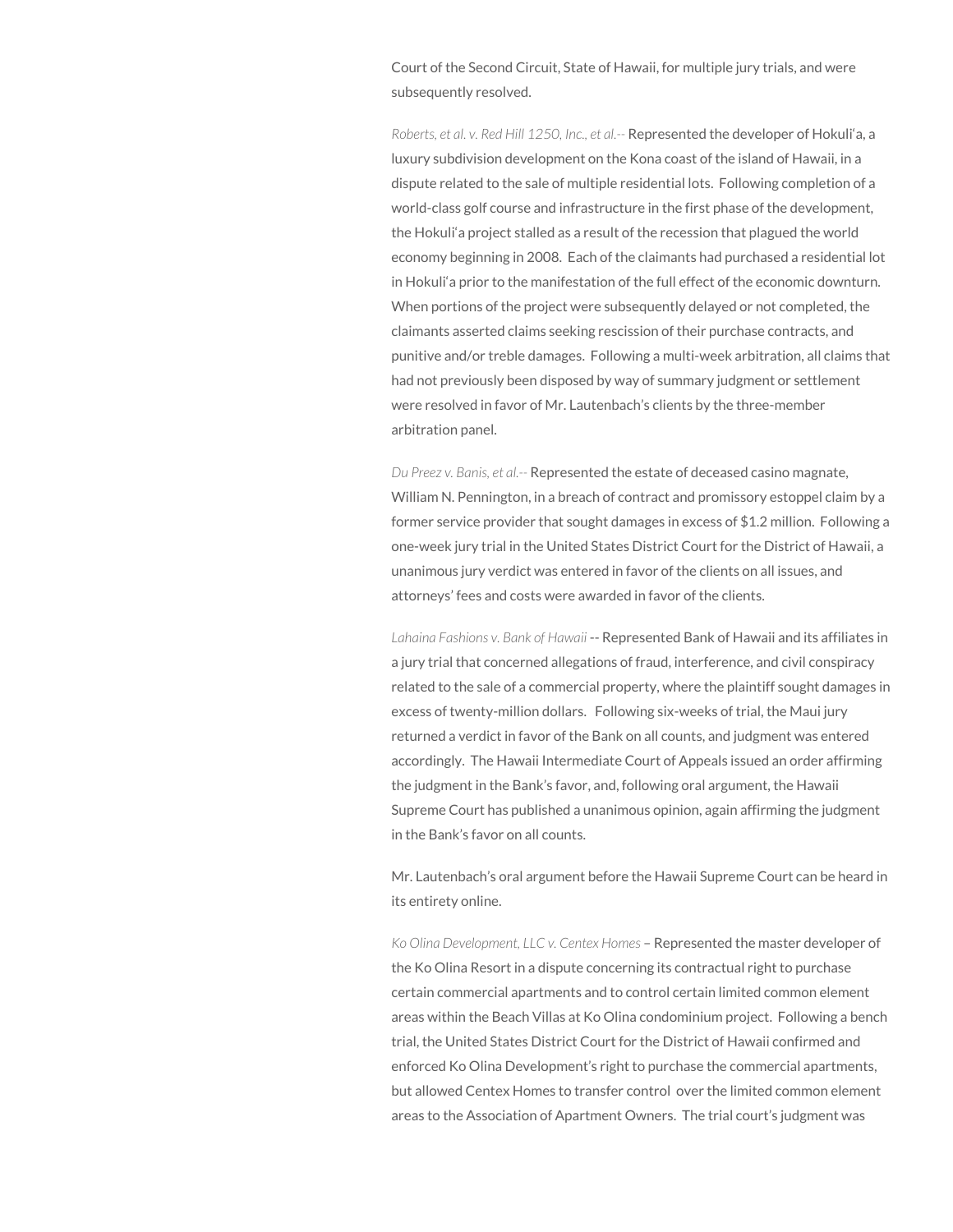Court of the Second Circuit, State of Hawaii, for multiple jury trials, and were subsequently resolved.

*Roberts, et al. v. Red Hill 1250, Inc., et al.--* Represented the developer of Hokuliʻa, a luxury subdivision development on the Kona coast of the island of Hawaii, in a dispute related to the sale of multiple residential lots. Following completion of a world-class golf course and infrastructure in the first phase of the development, the Hokuliʻa project stalled as a result of the recession that plagued the world economy beginning in 2008. Each of the claimants had purchased a residential lot in Hokuliʻa prior to the manifestation of the full effect of the economic downturn. When portions of the project were subsequently delayed or not completed, the claimants asserted claims seeking rescission of their purchase contracts, and punitive and/or treble damages. Following a multi-week arbitration, all claims that had not previously been disposed by way of summary judgment or settlement were resolved in favor of Mr. Lautenbach's clients by the three-member arbitration panel.

*Du Preez v. Banis, et al.--* Represented the estate of deceased casino magnate, William N. Pennington, in a breach of contract and promissory estoppel claim by a former service provider that sought damages in excess of $1.2 million. Following a one-week jury trial in the United States District Court for the District of Hawaii, a unanimous jury verdict was entered in favor of the clients on all issues, and attorneys' fees and costs were awarded in favor of the clients.

*Lahaina Fashions v. Bank of Hawaii* -- Represented Bank of Hawaii and its affiliates in a jury trial that concerned allegations of fraud, interference, and civil conspiracy related to the sale of a commercial property, where the plaintiff sought damages in excess of twenty-million dollars. Following six-weeks of trial, the Maui jury returned a verdict in favor of the Bank on all counts, and judgment was entered accordingly. The Hawaii Intermediate Court of Appeals issued an order affirming the judgment in the Bank's favor, and, following oral argument, the Hawaii Supreme Court has published a unanimous opinion, again affirming the judgment in the Bank's favor on all counts.

Mr. Lautenbach's oral argument before the Hawaii Supreme Court can be heard in its entirety online.

*Ko Olina Development, LLC v. Centex Homes* – Represented the master developer of the Ko Olina Resort in a dispute concerning its contractual right to purchase certain commercial apartments and to control certain limited common element areas within the Beach Villas at Ko Olina condominium project. Following a bench trial, the United States District Court for the District of Hawaii confirmed and enforced Ko Olina Development's right to purchase the commercial apartments, but allowed Centex Homes to transfer control over the limited common element areas to the Association of Apartment Owners. The trial court's judgment was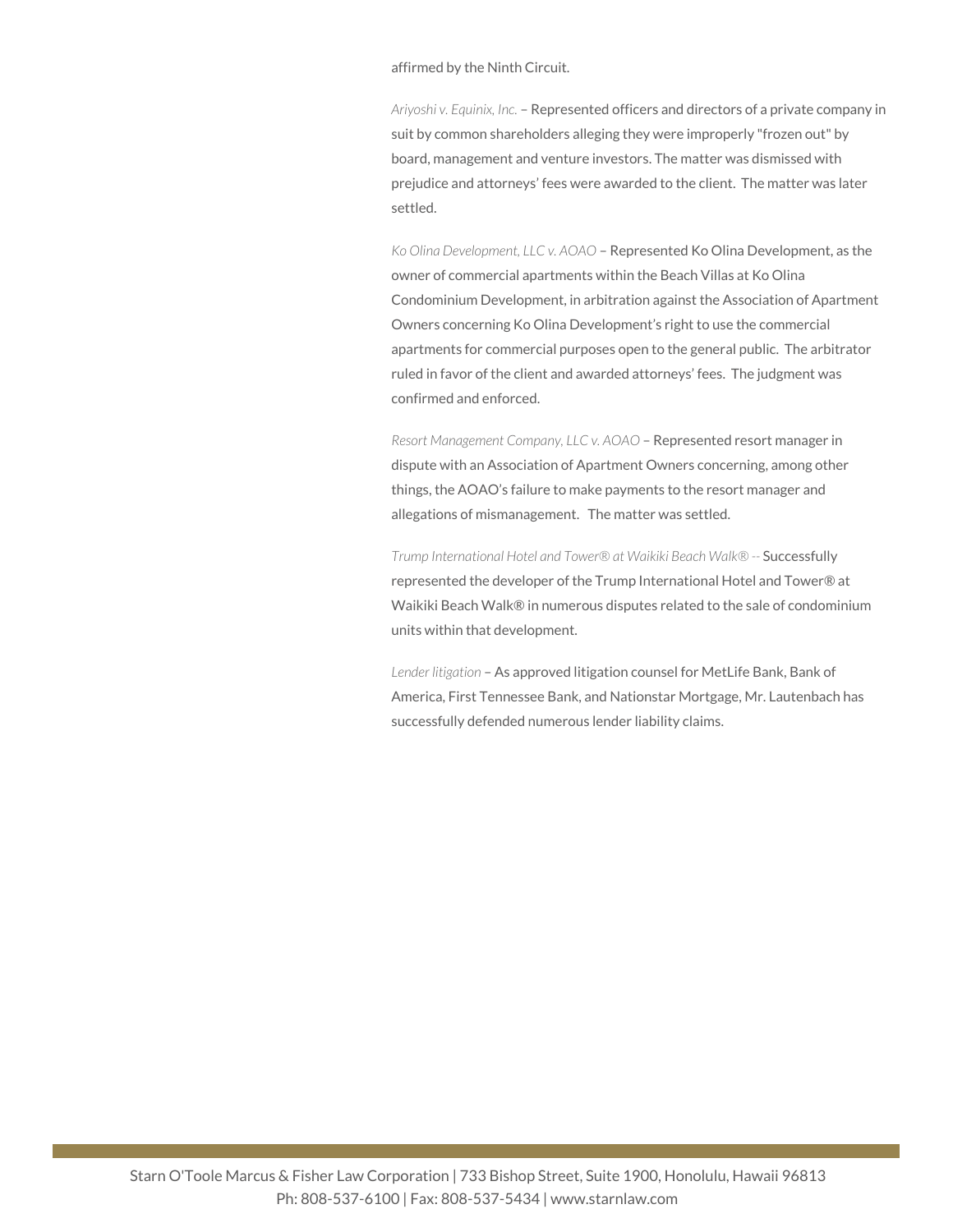affirmed by the Ninth Circuit.

*Ariyoshi v. Equinix, Inc.* – Represented officers and directors of a private company in suit by common shareholders alleging they were improperly "frozen out" by board, management and venture investors. The matter was dismissed with prejudice and attorneys' fees were awarded to the client. The matter was later settled.

*Ko Olina Development, LLC v. AOAO* – Represented Ko Olina Development, as the owner of commercial apartments within the Beach Villas at Ko Olina Condominium Development, in arbitration against the Association of Apartment Owners concerning Ko Olina Development's right to use the commercial apartments for commercial purposes open to the general public. The arbitrator ruled in favor of the client and awarded attorneys' fees. The judgment was confirmed and enforced.

*Resort Management Company, LLC v. AOAO* – Represented resort manager in dispute with an Association of Apartment Owners concerning, among other things, the AOAO's failure to make payments to the resort manager and allegations of mismanagement. The matter was settled.

*Trump International Hotel and Tower® at Waikiki Beach Walk®* -- Successfully represented the developer of the Trump International Hotel and Tower® at Waikiki Beach Walk® in numerous disputes related to the sale of condominium units within that development.

*Lender litigation* – As approved litigation counsel for MetLife Bank, Bank of America, First Tennessee Bank, and Nationstar Mortgage, Mr. Lautenbach has successfully defended numerous lender liability claims.